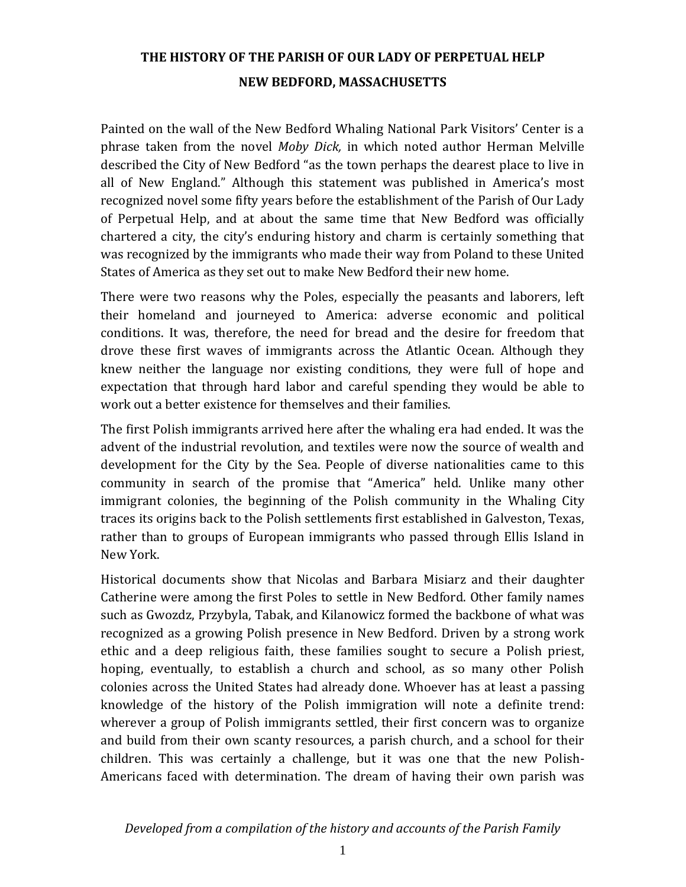# THE HISTORY OF THE PARISH OF OUR LADY OF PERPETUAL HELP

## NEW BEDFORD, MASSACHUSETTS

Painted on the wall of the New Bedford Whaling National Park Visitors' Center is a phrase taken from the novel *Moby Dick,* in which noted author Herman Melville described the City of New Bedford "as the town perhaps the dearest place to live in all of New England." Although this statement was published in America's most recognized novel some fifty years before the establishment of the Parish of Our Lady of Perpetual Help, and at about the same time that New Bedford was officially chartered a city, the city's enduring history and charm is certainly something that was recognized by the immigrants who made their way from Poland to these United States of America as they set out to make New Bedford their new home.

There were two reasons why the Poles, especially the peasants and laborers, left their homeland and journeyed to America: adverse economic and political conditions. It was, therefore, the need for bread and the desire for freedom that drove these first waves of immigrants across the Atlantic Ocean. Although they knew neither the language nor existing conditions, they were full of hope and expectation that through hard labor and careful spending they would be able to work out a better existence for themselves and their families.

The first Polish immigrants arrived here after the whaling era had ended. It was the advent of the industrial revolution, and textiles were now the source of wealth and development for the City by the Sea. People of diverse nationalities came to this community in search of the promise that "America" held. Unlike many other immigrant colonies, the beginning of the Polish community in the Whaling City traces its origins back to the Polish settlements first established in Galveston, Texas, rather than to groups of European immigrants who passed through Ellis Island in New York.

Historical documents show that Nicolas and Barbara Misiarz and their daughter Catherine were among the first Poles to settle in New Bedford. Other family names such as Gwozdz, Przybyla, Tabak, and Kilanowicz formed the backbone of what was recognized as a growing Polish presence in New Bedford. Driven by a strong work ethic and a deep religious faith, these families sought to secure a Polish priest, hoping, eventually, to establish a church and school, as so many other Polish colonies across the United States had already done. Whoever has at least a passing knowledge of the history of the Polish immigration will note a definite trend: wherever a group of Polish immigrants settled, their first concern was to organize and build from their own scanty resources, a parish church, and a school for their children. This was certainly a challenge, but it was one that the new Polish-Americans faced with determination. The dream of having their own parish was

*Developed from a compilation of the history and accounts of the Parish Family*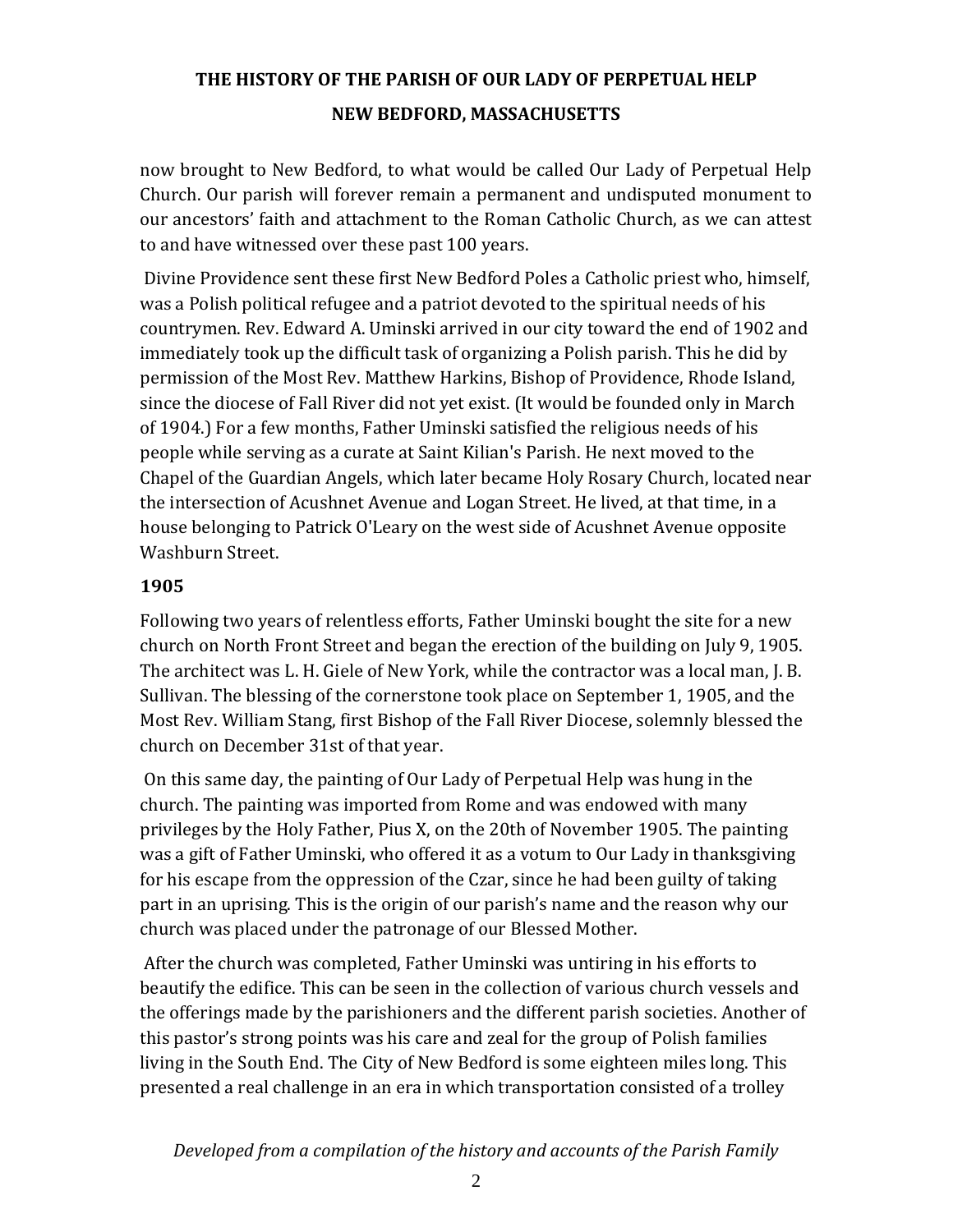now brought to New Bedford, to what would be called Our Lady of Perpetual Help Church. Our parish will forever remain a permanent and undisputed monument to our ancestors' faith and attachment to the Roman Catholic Church, as we can attest to and have witnessed over these past 100 years.

Divine Providence sent these first New Bedford Poles a Catholic priest who, himself, was a Polish political refugee and a patriot devoted to the spiritual needs of his countrymen. Rev. Edward A. Uminski arrived in our city toward the end of 1902 and immediately took up the difficult task of organizing a Polish parish. This he did by permission of the Most Rev. Matthew Harkins, Bishop of Providence, Rhode Island, since the diocese of Fall River did not yet exist. (It would be founded only in March of 1904.) For a few months, Father Uminski satisfied the religious needs of his people while serving as a curate at Saint Kilian's Parish. He next moved to the Chapel of the Guardian Angels, which later became Holy Rosary Church, located near the intersection of Acushnet Avenue and Logan Street. He lived, at that time, in a house belonging to Patrick O'Leary on the west side of Acushnet Avenue opposite Washburn Street.

### 1905

Following two years of relentless efforts, Father Uminski bought the site for a new church on North Front Street and began the erection of the building on July 9, 1905. The architect was L. H. Giele of New York, while the contractor was a local man, J. B. Sullivan. The blessing of the cornerstone took place on September 1, 1905, and the Most Rev. William Stang, first Bishop of the Fall River Diocese, solemnly blessed the church on December 31st of that year.

On this same day, the painting of Our Lady of Perpetual Help was hung in the church. The painting was imported from Rome and was endowed with many privileges by the Holy Father, Pius X, on the 20th of November 1905. The painting was a gift of Father Uminski, who offered it as a votum to Our Lady in thanksgiving for his escape from the oppression of the Czar, since he had been guilty of taking part in an uprising. This is the origin of our parish's name and the reason why our church was placed under the patronage of our Blessed Mother.

After the church was completed, Father Uminski was untiring in his efforts to beautify the edifice. This can be seen in the collection of various church vessels and the offerings made by the parishioners and the different parish societies. Another of this pastor's strong points was his care and zeal for the group of Polish families living in the South End. The City of New Bedford is some eighteen miles long. This presented a real challenge in an era in which transportation consisted of a trolley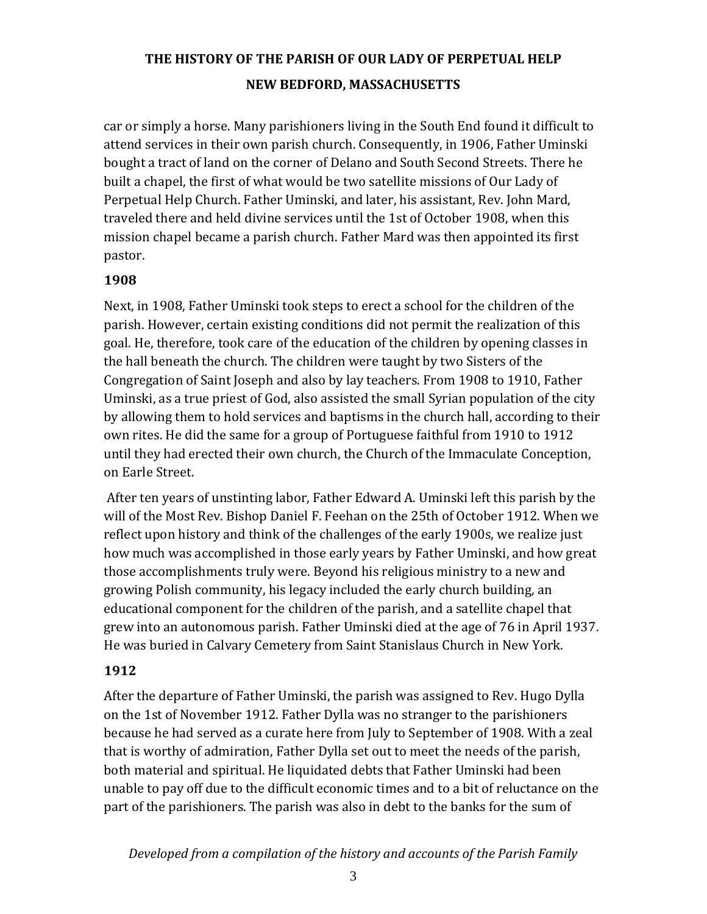car or simply a horse. Many parishioners living in the South End found it difficult to attend services in their own parish church. Consequently, in 1906, Father Uminski bought a tract of land on the corner of Delano and South Second Streets. There he built a chapel, the first of what would be two satellite missions of Our Lady of Perpetual Help Church. Father Uminski, and later, his assistant, Rev. John Mard, traveled there and held divine services until the 1st of October 1908, when this mission chapel became a parish church. Father Mard was then appointed its first pastor.

**1908**

Next, in 1908, Father Uminski took steps to erect a school for the children of the parish. However, certain existing conditions did not permit the realization of this goal. He, therefore, took care of the education of the children by opening classes in the hall beneath the church. The children were taught by two Sisters of the Congregation of Saint Joseph and also by lay teachers. From 1908 to 1910, Father Uminski, as a true priest of God, also assisted the small Syrian population of the city by allowing them to hold services and baptisms in the church hall, according to their own rites. He did the same for a group of Portuguese faithful from 1910 to 1912 until they had erected their own church, the Church of the Immaculate Conception, on Earle Street.

After ten years of unstinting labor, Father Edward A. Uminski left this parish by the will of the Most Rev. Bishop Daniel F. Feehan on the 25th of October 1912. When we reflect upon history and think of the challenges of the early 1900s, we realize just how much was accomplished in those early years by Father Uminski, and how great those accomplishments truly were. Beyond his religious ministry to a new and growing Polish community, his legacy included the early church building, an educational component for the children of the parish, and a satellite chapel that grew into an autonomous parish. Father Uminski died at the age of 76 in April 1937. He was buried in Calvary Cemetery from Saint Stanislaus Church in New York.

**1912**

After the departure of Father Uminski, the parish was assigned to Rev. Hugo Dylla on the 1st of November 1912. Father Dylla was no stranger to the parishioners because he had served as a curate here from July to September of 1908. With a zeal that is worthy of admiration, Father Dylla set out to meet the needs of the parish, both material and spiritual. He liquidated debts that Father Uminski had been unable to pay off due to the difficult economic times and to a bit of reluctance on the part of the parishioners. The parish was also in debt to the banks for the sum of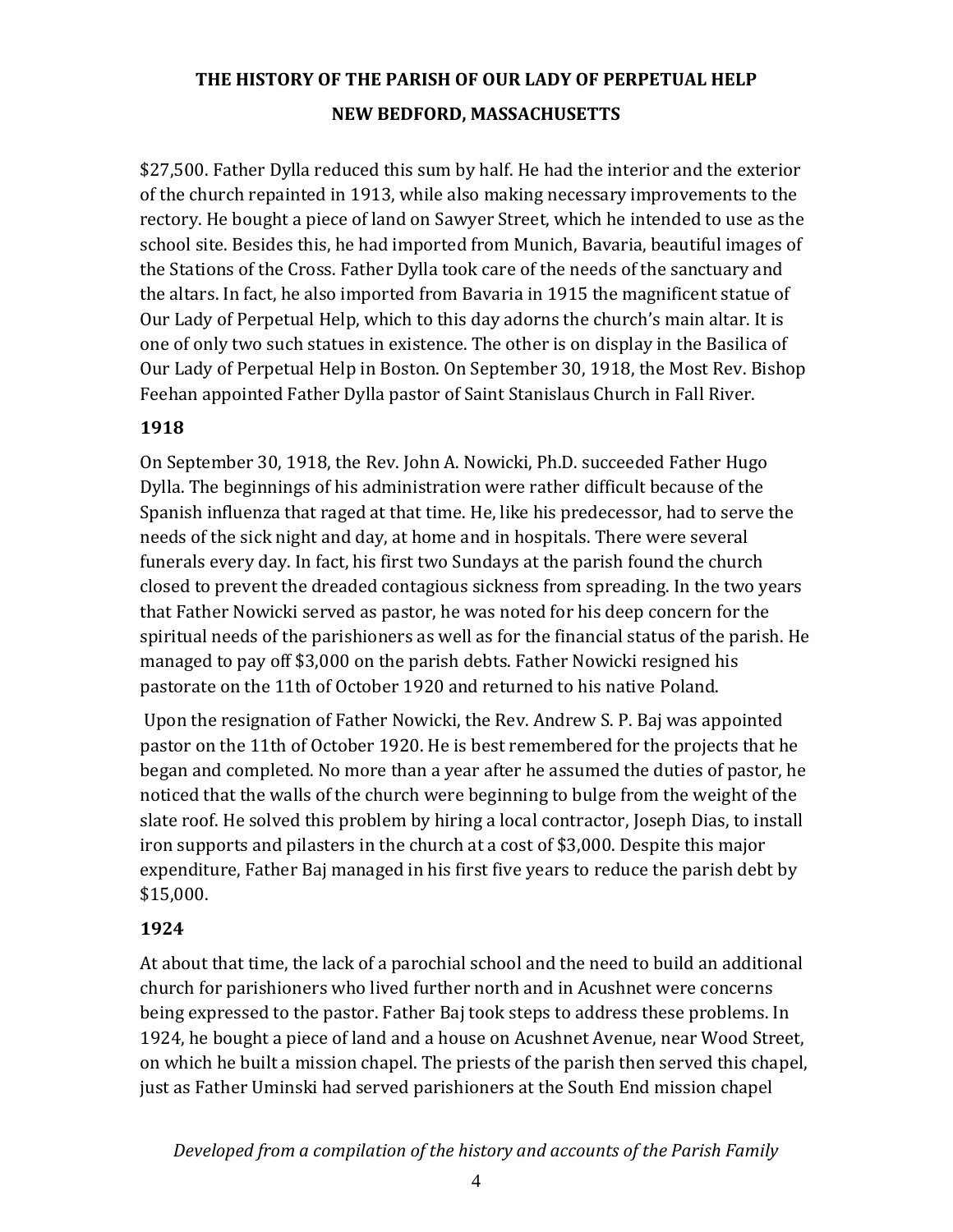$27,500. Father Dylla reduced this sum by half. He had the interior and the exterior of the church repainted in 1913, while also making necessary improvements to the rectory. He bought a piece of land on Sawyer Street, which he intended to use as the school site. Besides this, he had imported from Munich, Bavaria, beautiful images of the Stations of the Cross. Father Dylla took care of the needs of the sanctuary and the altars. In fact, he also imported from Bavaria in 1915 the magnificent statue of Our Lady of Perpetual Help, which to this day adorns the church's main altar. It is one of only two such statues in existence. The other is on display in the Basilica of Our Lady of Perpetual Help in Boston. On September 30, 1918, the Most Rev. Bishop Feehan appointed Father Dylla pastor of Saint Stanislaus Church in Fall River.

**1918**

On September 30, 1918, the Rev. John A. Nowicki, Ph.D. succeeded Father Hugo Dylla. The beginnings of his administration were rather difficult because of the Spanish influenza that raged at that time. He, like his predecessor, had to serve the needs of the sick night and day, at home and in hospitals. There were several funerals every day. In fact, his first two Sundays at the parish found the church closed to prevent the dreaded contagious sickness from spreading. In the two years that Father Nowicki served as pastor, he was noted for his deep concern for the spiritual needs of the parishioners as well as for the financial status of the parish. He managed to pay off $3,000 on the parish debts. Father Nowicki resigned his pastorate on the 11th of October 1920 and returned to his native Poland.

Upon the resignation of Father Nowicki, the Rev. Andrew S. P. Baj was appointed pastor on the 11th of October 1920. He is best remembered for the projects that he began and completed. No more than a year after he assumed the duties of pastor, he noticed that the walls of the church were beginning to bulge from the weight of the slate roof. He solved this problem by hiring a local contractor, Joseph Dias, to install iron supports and pilasters in the church at a cost of $3,000. Despite this major expenditure, Father Baj managed in his first five years to reduce the parish debt by $15,000.

**1924**

At about that time, the lack of a parochial school and the need to build an additional church for parishioners who lived further north and in Acushnet were concerns being expressed to the pastor. Father Baj took steps to address these problems. In 1924, he bought a piece of land and a house on Acushnet Avenue, near Wood Street, on which he built a mission chapel. The priests of the parish then served this chapel, just as Father Uminski had served parishioners at the South End mission chapel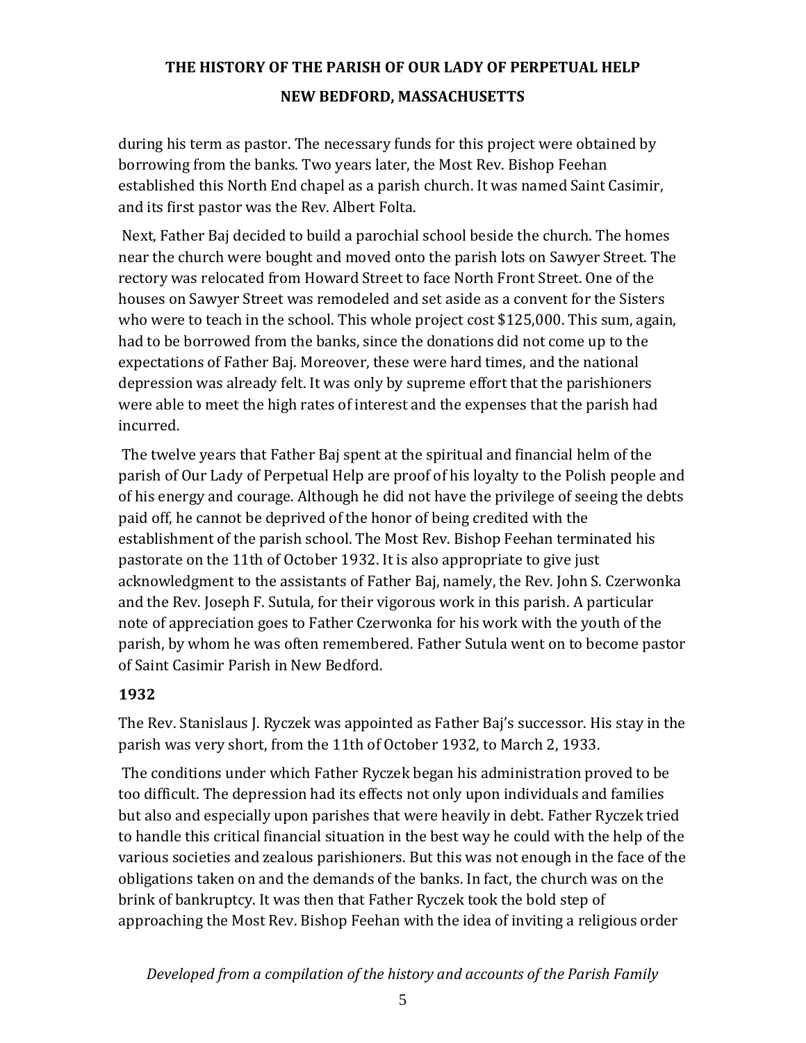during his term as pastor. The necessary funds for this project were obtained by borrowing from the banks. Two years later, the Most Rev. Bishop Feehan established this North End chapel as a parish church. It was named Saint Casimir, and its first pastor was the Rev. Albert Folta.

Next, Father Baj decided to build a parochial school beside the church. The homes near the church were bought and moved onto the parish lots on Sawyer Street. The rectory was relocated from Howard Street to face North Front Street. One of the houses on Sawyer Street was remodeled and set aside as a convent for the Sisters who were to teach in the school. This whole project cost $125,000. This sum, again, had to be borrowed from the banks, since the donations did not come up to the expectations of Father Baj. Moreover, these were hard times, and the national depression was already felt. It was only by supreme effort that the parishioners were able to meet the high rates of interest and the expenses that the parish had incurred.

The twelve years that Father Baj spent at the spiritual and financial helm of the parish of Our Lady of Perpetual Help are proof of his loyalty to the Polish people and of his energy and courage. Although he did not have the privilege of seeing the debts paid off, he cannot be deprived of the honor of being credited with the establishment of the parish school. The Most Rev. Bishop Feehan terminated his pastorate on the 11th of October 1932. It is also appropriate to give just acknowledgment to the assistants of Father Baj, namely, the Rev. John S. Czerwonka and the Rev. Joseph F. Sutula, for their vigorous work in this parish. A particular note of appreciation goes to Father Czerwonka for his work with the youth of the parish, by whom he was often remembered. Father Sutula went on to become pastor of Saint Casimir Parish in New Bedford.

### 1932

The Rev. Stanislaus J. Ryczek was appointed as Father Baj's successor. His stay in the parish was very short, from the 11th of October 1932, to March 2, 1933.

The conditions under which Father Ryczek began his administration proved to be too difficult. The depression had its effects not only upon individuals and families but also and especially upon parishes that were heavily in debt. Father Ryczek tried to handle this critical financial situation in the best way he could with the help of the various societies and zealous parishioners. But this was not enough in the face of the obligations taken on and the demands of the banks. In fact, the church was on the brink of bankruptcy. It was then that Father Ryczek took the bold step of approaching the Most Rev. Bishop Feehan with the idea of inviting a religious order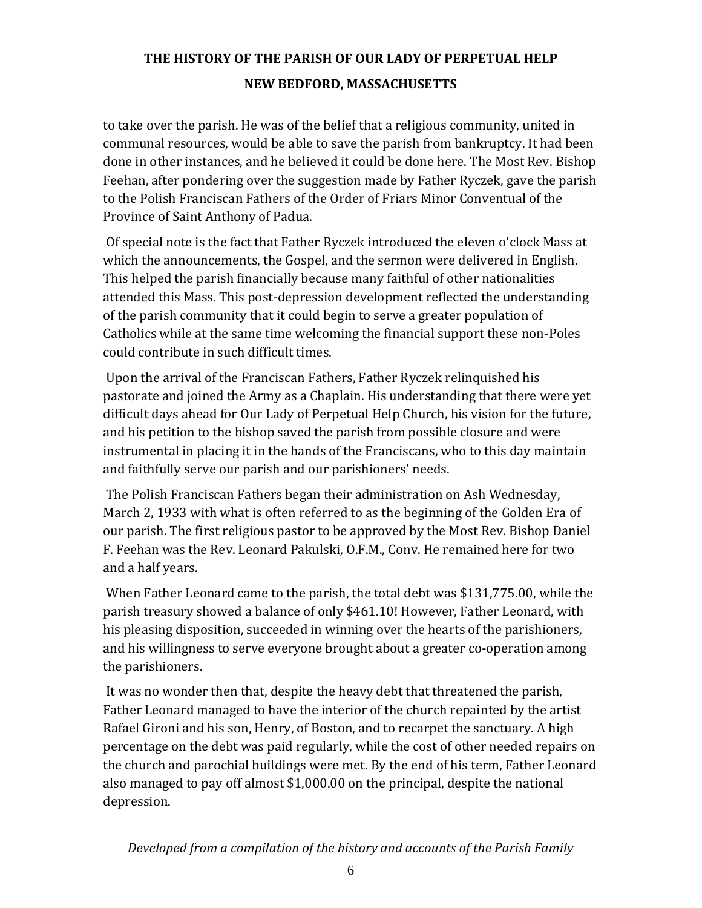to take over the parish. He was of the belief that a religious community, united in communal resources, would be able to save the parish from bankruptcy. It had been done in other instances, and he believed it could be done here. The Most Rev. Bishop Feehan, after pondering over the suggestion made by Father Ryczek, gave the parish to the Polish Franciscan Fathers of the Order of Friars Minor Conventual of the Province of Saint Anthony of Padua.

Of special note is the fact that Father Ryczek introduced the eleven o'clock Mass at which the announcements, the Gospel, and the sermon were delivered in English. This helped the parish financially because many faithful of other nationalities attended this Mass. This post-depression development reflected the understanding of the parish community that it could begin to serve a greater population of Catholics while at the same time welcoming the financial support these non-Poles could contribute in such difficult times.

Upon the arrival of the Franciscan Fathers, Father Ryczek relinquished his pastorate and joined the Army as a Chaplain. His understanding that there were yet difficult days ahead for Our Lady of Perpetual Help Church, his vision for the future, and his petition to the bishop saved the parish from possible closure and were instrumental in placing it in the hands of the Franciscans, who to this day maintain and faithfully serve our parish and our parishioners' needs.

The Polish Franciscan Fathers began their administration on Ash Wednesday, March 2, 1933 with what is often referred to as the beginning of the Golden Era of our parish. The first religious pastor to be approved by the Most Rev. Bishop Daniel F. Feehan was the Rev. Leonard Pakulski, O.F.M., Conv. He remained here for two and a half years.

When Father Leonard came to the parish, the total debt was $131,775.00, while the parish treasury showed a balance of only $461.10! However, Father Leonard, with his pleasing disposition, succeeded in winning over the hearts of the parishioners, and his willingness to serve everyone brought about a greater co-operation among the parishioners.

It was no wonder then that, despite the heavy debt that threatened the parish, Father Leonard managed to have the interior of the church repainted by the artist Rafael Gironi and his son, Henry, of Boston, and to recarpet the sanctuary. A high percentage on the debt was paid regularly, while the cost of other needed repairs on the church and parochial buildings were met. By the end of his term, Father Leonard also managed to pay off almost $1,000.00 on the principal, despite the national depression.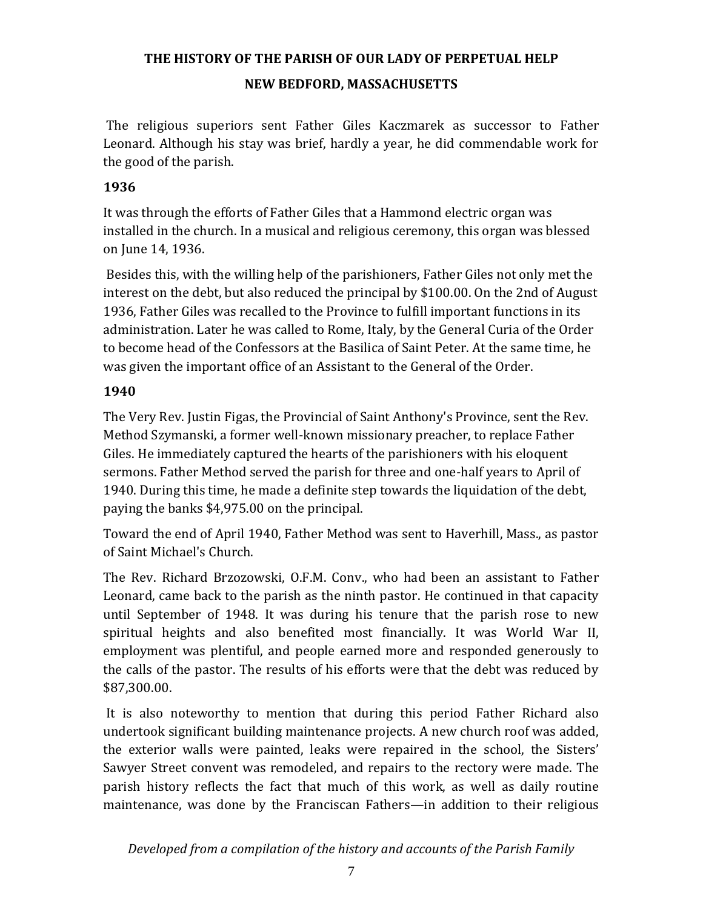The religious superiors sent Father Giles Kaczmarek as successor to Father Leonard. Although his stay was brief, hardly a year, he did commendable work for the good of the parish.

**1936**

It was through the efforts of Father Giles that a Hammond electric organ was installed in the church. In a musical and religious ceremony, this organ was blessed on June 14, 1936.

Besides this, with the willing help of the parishioners, Father Giles not only met the interest on the debt, but also reduced the principal by $100.00. On the 2nd of August 1936, Father Giles was recalled to the Province to fulfill important functions in its administration. Later he was called to Rome, Italy, by the General Curia of the Order to become head of the Confessors at the Basilica of Saint Peter. At the same time, he was given the important office of an Assistant to the General of the Order.

**1940**

The Very Rev. Justin Figas, the Provincial of Saint Anthony's Province, sent the Rev. Method Szymanski, a former well-known missionary preacher, to replace Father Giles. He immediately captured the hearts of the parishioners with his eloquent sermons. Father Method served the parish for three and one-half years to April of 1940. During this time, he made a definite step towards the liquidation of the debt, paying the banks $4,975.00 on the principal.

Toward the end of April 1940, Father Method was sent to Haverhill, Mass., as pastor of Saint Michael's Church.

The Rev. Richard Brzozowski, O.F.M. Conv., who had been an assistant to Father Leonard, came back to the parish as the ninth pastor. He continued in that capacity until September of 1948. It was during his tenure that the parish rose to new spiritual heights and also benefited most financially. It was World War II, employment was plentiful, and people earned more and responded generously to the calls of the pastor. The results of his efforts were that the debt was reduced by $87,300.00.

It is also noteworthy to mention that during this period Father Richard also undertook significant building maintenance projects. A new church roof was added, the exterior walls were painted, leaks were repaired in the school, the Sisters' Sawyer Street convent was remodeled, and repairs to the rectory were made. The parish history reflects the fact that much of this work, as well as daily routine maintenance, was done by the Franciscan Fathers—in addition to their religious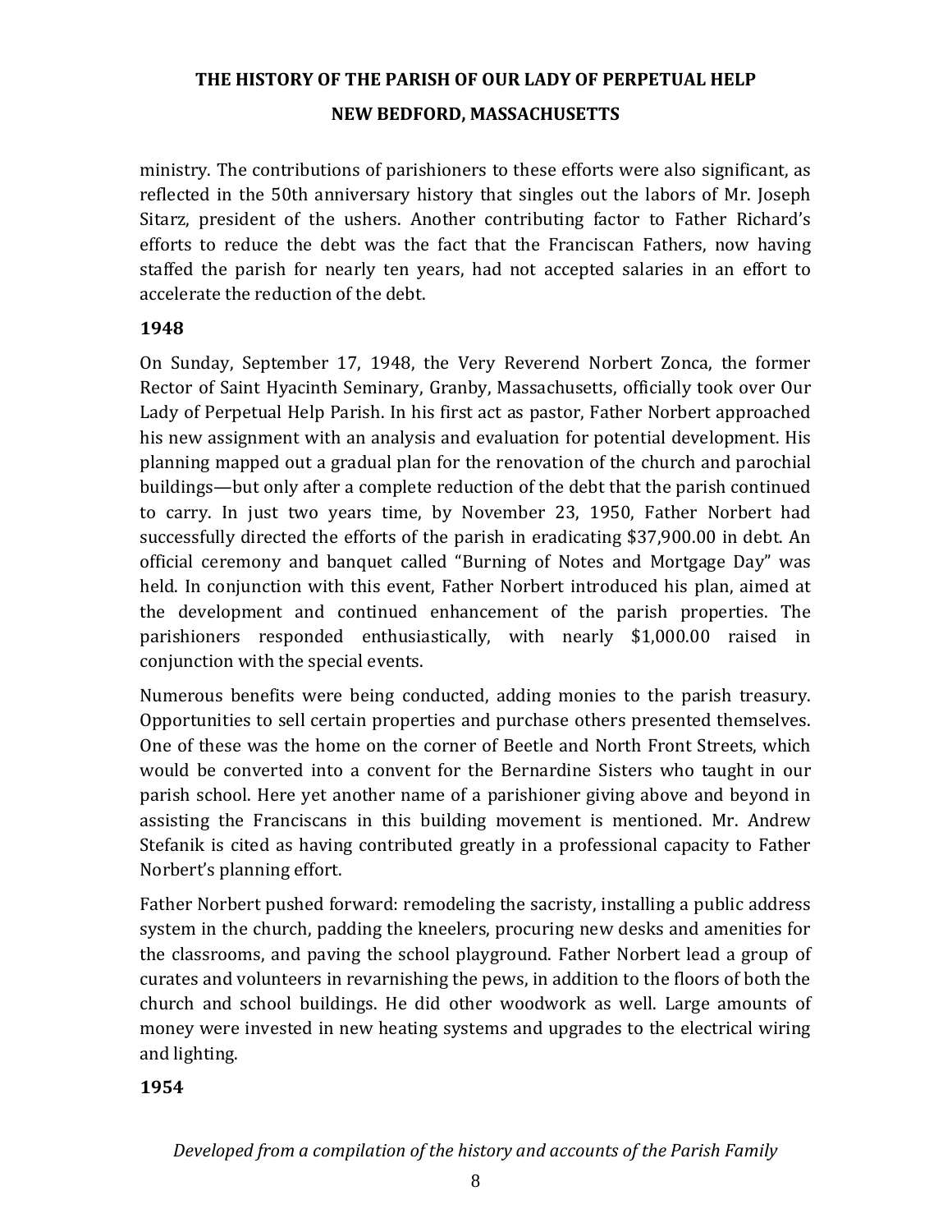ministry. The contributions of parishioners to these efforts were also significant, as reflected in the 50th anniversary history that singles out the labors of Mr. Joseph Sitarz, president of the ushers. Another contributing factor to Father Richard's efforts to reduce the debt was the fact that the Franciscan Fathers, now having staffed the parish for nearly ten years, had not accepted salaries in an effort to accelerate the reduction of the debt.

**1948**

On Sunday, September 17, 1948, the Very Reverend Norbert Zonca, the former Rector of Saint Hyacinth Seminary, Granby, Massachusetts, officially took over Our Lady of Perpetual Help Parish. In his first act as pastor, Father Norbert approached his new assignment with an analysis and evaluation for potential development. His planning mapped out a gradual plan for the renovation of the church and parochial buildings—but only after a complete reduction of the debt that the parish continued to carry. In just two years time, by November 23, 1950, Father Norbert had successfully directed the efforts of the parish in eradicating $37,900.00 in debt. An official ceremony and banquet called "Burning of Notes and Mortgage Day" was held. In conjunction with this event, Father Norbert introduced his plan, aimed at the development and continued enhancement of the parish properties. The parishioners responded enthusiastically, with nearly $1,000.00 raised in conjunction with the special events.

Numerous benefits were being conducted, adding monies to the parish treasury. Opportunities to sell certain properties and purchase others presented themselves. One of these was the home on the corner of Beetle and North Front Streets, which would be converted into a convent for the Bernardine Sisters who taught in our parish school. Here yet another name of a parishioner giving above and beyond in assisting the Franciscans in this building movement is mentioned. Mr. Andrew Stefanik is cited as having contributed greatly in a professional capacity to Father Norbert's planning effort.

Father Norbert pushed forward: remodeling the sacristy, installing a public address system in the church, padding the kneelers, procuring new desks and amenities for the classrooms, and paving the school playground. Father Norbert lead a group of curates and volunteers in revarnishing the pews, in addition to the floors of both the church and school buildings. He did other woodwork as well. Large amounts of money were invested in new heating systems and upgrades to the electrical wiring and lighting.

**1954**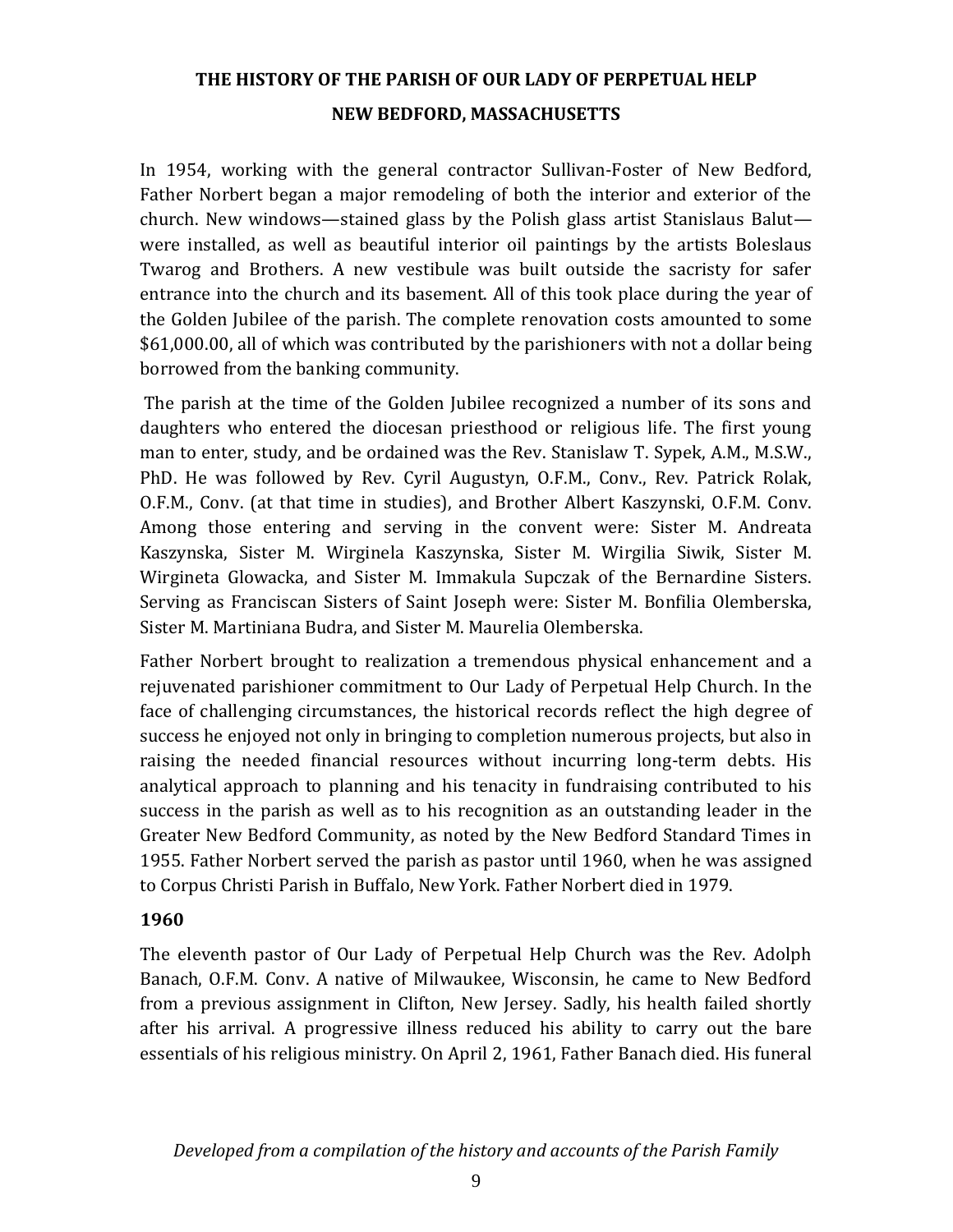In 1954, working with the general contractor Sullivan-Foster of New Bedford, Father Norbert began a major remodeling of both the interior and exterior of the church. New windows—stained glass by the Polish glass artist Stanislaus Balut—were installed, as well as beautiful interior oil paintings by the artists Boleslaus Twarog and Brothers. A new vestibule was built outside the sacristy for safer entrance into the church and its basement. All of this took place during the year of the Golden Jubilee of the parish. The complete renovation costs amounted to some $61,000.00, all of which was contributed by the parishioners with not a dollar being borrowed from the banking community.

The parish at the time of the Golden Jubilee recognized a number of its sons and daughters who entered the diocesan priesthood or religious life. The first young man to enter, study, and be ordained was the Rev. Stanislaw T. Sypek, A.M., M.S.W., PhD. He was followed by Rev. Cyril Augustyn, O.F.M., Conv., Rev. Patrick Rolak, O.F.M., Conv. (at that time in studies), and Brother Albert Kaszynski, O.F.M. Conv. Among those entering and serving in the convent were: Sister M. Andreata Kaszynska, Sister M. Wirginela Kaszynska, Sister M. Wirgilia Siwik, Sister M. Wirgineta Glowacka, and Sister M. Immakula Supczak of the Bernardine Sisters. Serving as Franciscan Sisters of Saint Joseph were: Sister M. Bonfilia Olemberska, Sister M. Martiniana Budra, and Sister M. Maurelia Olemberska.

Father Norbert brought to realization a tremendous physical enhancement and a rejuvenated parishioner commitment to Our Lady of Perpetual Help Church. In the face of challenging circumstances, the historical records reflect the high degree of success he enjoyed not only in bringing to completion numerous projects, but also in raising the needed financial resources without incurring long-term debts. His analytical approach to planning and his tenacity in fundraising contributed to his success in the parish as well as to his recognition as an outstanding leader in the Greater New Bedford Community, as noted by the New Bedford Standard Times in 1955. Father Norbert served the parish as pastor until 1960, when he was assigned to Corpus Christi Parish in Buffalo, New York. Father Norbert died in 1979.

### 1960

The eleventh pastor of Our Lady of Perpetual Help Church was the Rev. Adolph Banach, O.F.M. Conv. A native of Milwaukee, Wisconsin, he came to New Bedford from a previous assignment in Clifton, New Jersey. Sadly, his health failed shortly after his arrival. A progressive illness reduced his ability to carry out the bare essentials of his religious ministry. On April 2, 1961, Father Banach died. His funeral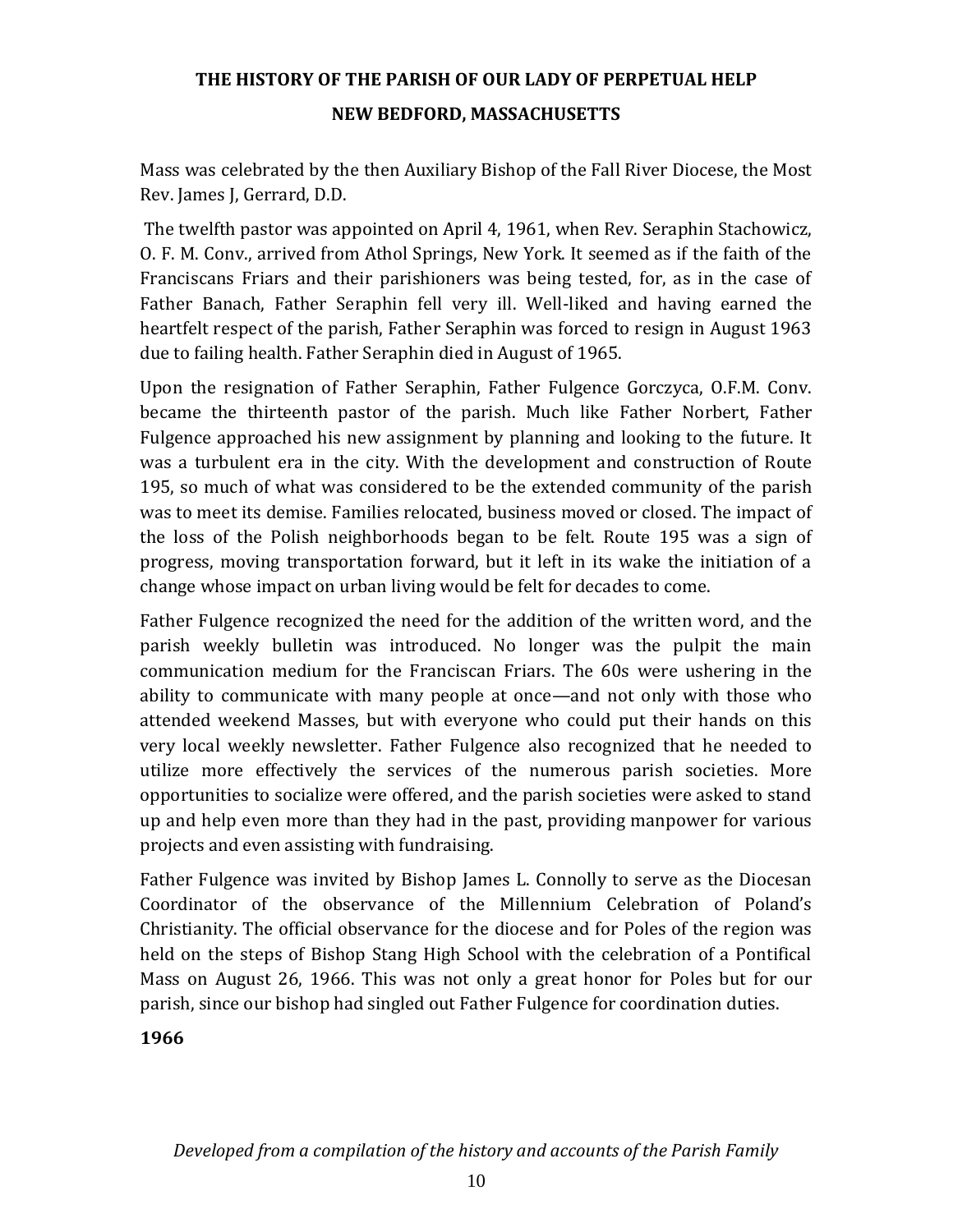Mass was celebrated by the then Auxiliary Bishop of the Fall River Diocese, the Most Rev. James J, Gerrard, D.D.

The twelfth pastor was appointed on April 4, 1961, when Rev. Seraphin Stachowicz, O. F. M. Conv., arrived from Athol Springs, New York. It seemed as if the faith of the Franciscans Friars and their parishioners was being tested, for, as in the case of Father Banach, Father Seraphin fell very ill. Well-liked and having earned the heartfelt respect of the parish, Father Seraphin was forced to resign in August 1963 due to failing health. Father Seraphin died in August of 1965.

Upon the resignation of Father Seraphin, Father Fulgence Gorczyca, O.F.M. Conv. became the thirteenth pastor of the parish. Much like Father Norbert, Father Fulgence approached his new assignment by planning and looking to the future. It was a turbulent era in the city. With the development and construction of Route 195, so much of what was considered to be the extended community of the parish was to meet its demise. Families relocated, business moved or closed. The impact of the loss of the Polish neighborhoods began to be felt. Route 195 was a sign of progress, moving transportation forward, but it left in its wake the initiation of a change whose impact on urban living would be felt for decades to come.

Father Fulgence recognized the need for the addition of the written word, and the parish weekly bulletin was introduced. No longer was the pulpit the main communication medium for the Franciscan Friars. The 60s were ushering in the ability to communicate with many people at once—and not only with those who attended weekend Masses, but with everyone who could put their hands on this very local weekly newsletter. Father Fulgence also recognized that he needed to utilize more effectively the services of the numerous parish societies. More opportunities to socialize were offered, and the parish societies were asked to stand up and help even more than they had in the past, providing manpower for various projects and even assisting with fundraising.

Father Fulgence was invited by Bishop James L. Connolly to serve as the Diocesan Coordinator of the observance of the Millennium Celebration of Poland's Christianity. The official observance for the diocese and for Poles of the region was held on the steps of Bishop Stang High School with the celebration of a Pontifical Mass on August 26, 1966. This was not only a great honor for Poles but for our parish, since our bishop had singled out Father Fulgence for coordination duties.

**1966**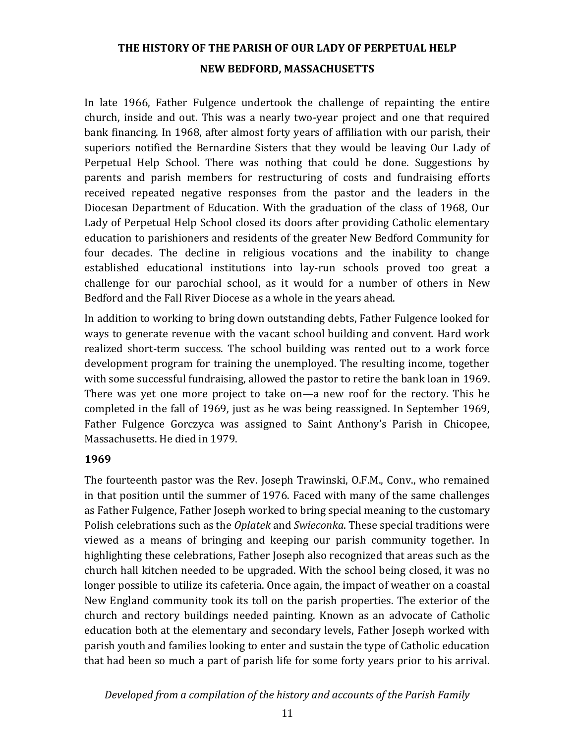In late 1966, Father Fulgence undertook the challenge of repainting the entire church, inside and out. This was a nearly two-year project and one that required bank financing. In 1968, after almost forty years of affiliation with our parish, their superiors notified the Bernardine Sisters that they would be leaving Our Lady of Perpetual Help School. There was nothing that could be done. Suggestions by parents and parish members for restructuring of costs and fundraising efforts received repeated negative responses from the pastor and the leaders in the Diocesan Department of Education. With the graduation of the class of 1968, Our Lady of Perpetual Help School closed its doors after providing Catholic elementary education to parishioners and residents of the greater New Bedford Community for four decades. The decline in religious vocations and the inability to change established educational institutions into lay-run schools proved too great a challenge for our parochial school, as it would for a number of others in New Bedford and the Fall River Diocese as a whole in the years ahead.

In addition to working to bring down outstanding debts, Father Fulgence looked for ways to generate revenue with the vacant school building and convent. Hard work realized short-term success. The school building was rented out to a work force development program for training the unemployed. The resulting income, together with some successful fundraising, allowed the pastor to retire the bank loan in 1969. There was yet one more project to take on—a new roof for the rectory. This he completed in the fall of 1969, just as he was being reassigned. In September 1969, Father Fulgence Gorczyca was assigned to Saint Anthony's Parish in Chicopee, Massachusetts. He died in 1979.

### 1969

The fourteenth pastor was the Rev. Joseph Trawinski, O.F.M., Conv., who remained in that position until the summer of 1976. Faced with many of the same challenges as Father Fulgence, Father Joseph worked to bring special meaning to the customary Polish celebrations such as the *Oplatek* and *Swieconka*. These special traditions were viewed as a means of bringing and keeping our parish community together. In highlighting these celebrations, Father Joseph also recognized that areas such as the church hall kitchen needed to be upgraded. With the school being closed, it was no longer possible to utilize its cafeteria. Once again, the impact of weather on a coastal New England community took its toll on the parish properties. The exterior of the church and rectory buildings needed painting. Known as an advocate of Catholic education both at the elementary and secondary levels, Father Joseph worked with parish youth and families looking to enter and sustain the type of Catholic education that had been so much a part of parish life for some forty years prior to his arrival.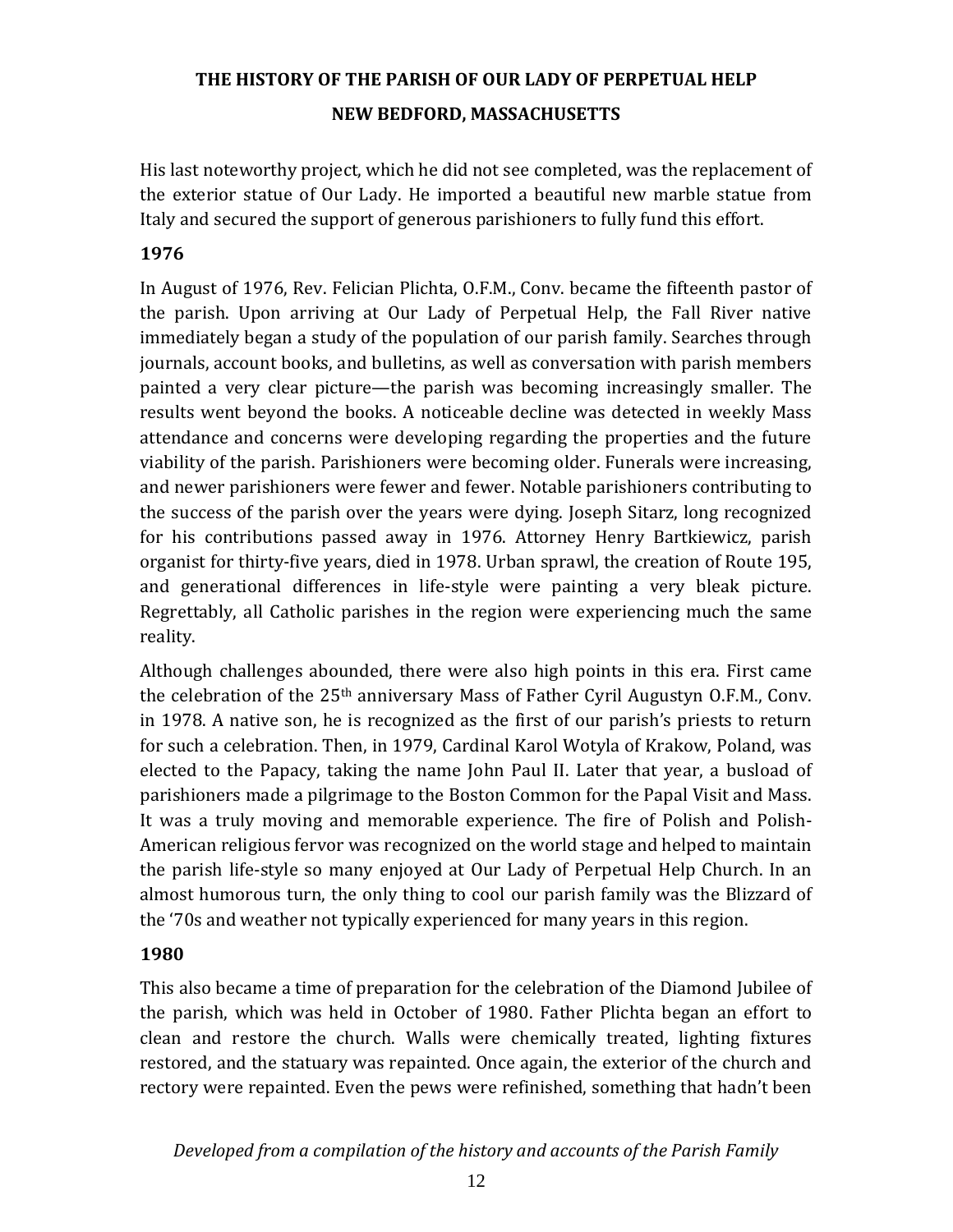His last noteworthy project, which he did not see completed, was the replacement of the exterior statue of Our Lady. He imported a beautiful new marble statue from Italy and secured the support of generous parishioners to fully fund this effort.

**1976**

In August of 1976, Rev. Felician Plichta, O.F.M., Conv. became the fifteenth pastor of the parish. Upon arriving at Our Lady of Perpetual Help, the Fall River native immediately began a study of the population of our parish family. Searches through journals, account books, and bulletins, as well as conversation with parish members painted a very clear picture—the parish was becoming increasingly smaller. The results went beyond the books. A noticeable decline was detected in weekly Mass attendance and concerns were developing regarding the properties and the future viability of the parish. Parishioners were becoming older. Funerals were increasing, and newer parishioners were fewer and fewer. Notable parishioners contributing to the success of the parish over the years were dying. Joseph Sitarz, long recognized for his contributions passed away in 1976. Attorney Henry Bartkiewicz, parish organist for thirty-five years, died in 1978. Urban sprawl, the creation of Route 195, and generational differences in life-style were painting a very bleak picture. Regrettably, all Catholic parishes in the region were experiencing much the same reality.

Although challenges abounded, there were also high points in this era. First came the celebration of the 25th anniversary Mass of Father Cyril Augustyn O.F.M., Conv. in 1978. A native son, he is recognized as the first of our parish's priests to return for such a celebration. Then, in 1979, Cardinal Karol Wotyla of Krakow, Poland, was elected to the Papacy, taking the name John Paul II. Later that year, a busload of parishioners made a pilgrimage to the Boston Common for the Papal Visit and Mass. It was a truly moving and memorable experience. The fire of Polish and Polish-American religious fervor was recognized on the world stage and helped to maintain the parish life-style so many enjoyed at Our Lady of Perpetual Help Church. In an almost humorous turn, the only thing to cool our parish family was the Blizzard of the '70s and weather not typically experienced for many years in this region.

**1980**

This also became a time of preparation for the celebration of the Diamond Jubilee of the parish, which was held in October of 1980. Father Plichta began an effort to clean and restore the church. Walls were chemically treated, lighting fixtures restored, and the statuary was repainted. Once again, the exterior of the church and rectory were repainted. Even the pews were refinished, something that hadn't been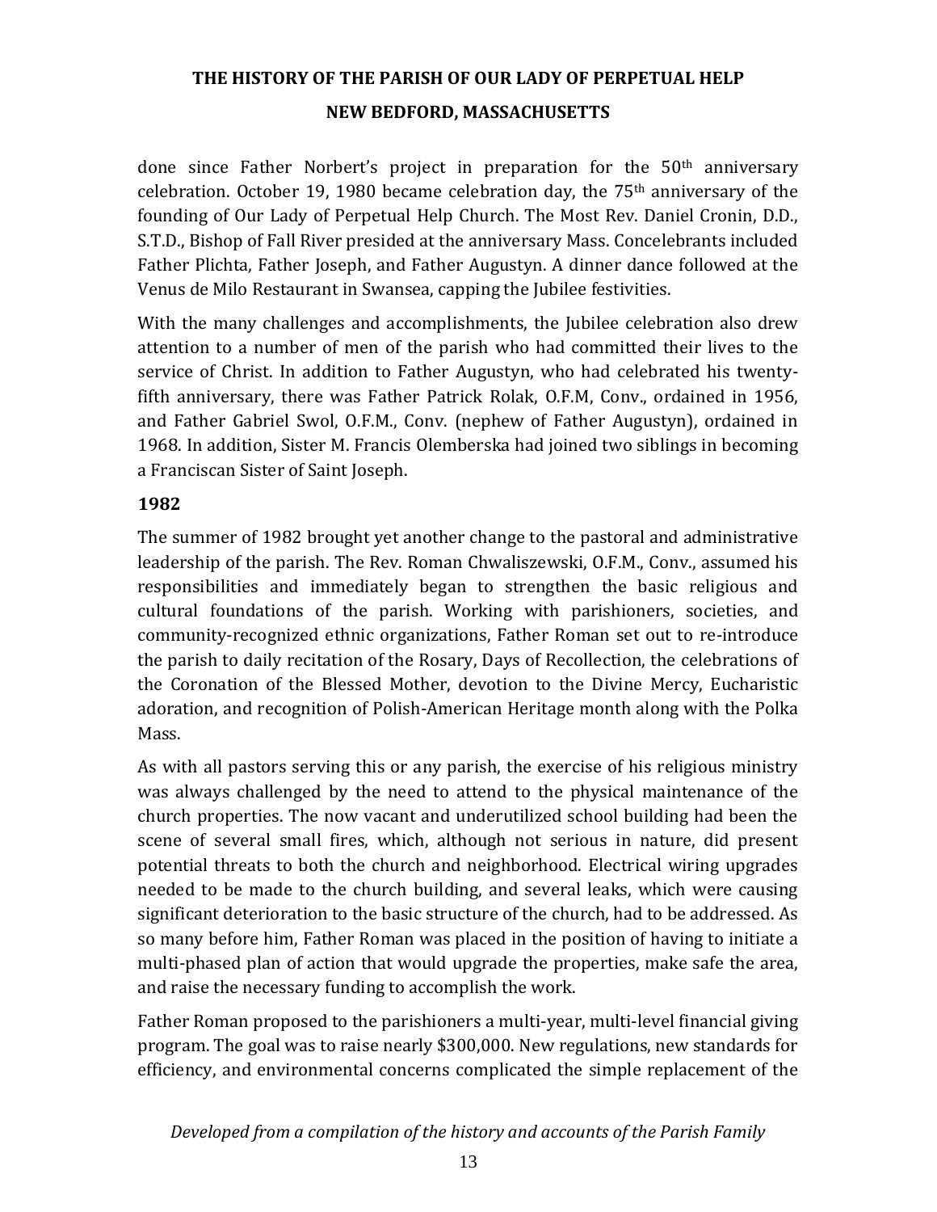done since Father Norbert's project in preparation for the 50th anniversary celebration. October 19, 1980 became celebration day, the 75th anniversary of the founding of Our Lady of Perpetual Help Church. The Most Rev. Daniel Cronin, D.D., S.T.D., Bishop of Fall River presided at the anniversary Mass. Concelebrants included Father Plichta, Father Joseph, and Father Augustyn. A dinner dance followed at the Venus de Milo Restaurant in Swansea, capping the Jubilee festivities.

With the many challenges and accomplishments, the Jubilee celebration also drew attention to a number of men of the parish who had committed their lives to the service of Christ. In addition to Father Augustyn, who had celebrated his twenty-fifth anniversary, there was Father Patrick Rolak, O.F.M, Conv., ordained in 1956, and Father Gabriel Swol, O.F.M., Conv. (nephew of Father Augustyn), ordained in 1968. In addition, Sister M. Francis Olemberska had joined two siblings in becoming a Franciscan Sister of Saint Joseph.

**1982**

The summer of 1982 brought yet another change to the pastoral and administrative leadership of the parish. The Rev. Roman Chwaliszewski, O.F.M., Conv., assumed his responsibilities and immediately began to strengthen the basic religious and cultural foundations of the parish. Working with parishioners, societies, and community-recognized ethnic organizations, Father Roman set out to re-introduce the parish to daily recitation of the Rosary, Days of Recollection, the celebrations of the Coronation of the Blessed Mother, devotion to the Divine Mercy, Eucharistic adoration, and recognition of Polish-American Heritage month along with the Polka Mass.

As with all pastors serving this or any parish, the exercise of his religious ministry was always challenged by the need to attend to the physical maintenance of the church properties. The now vacant and underutilized school building had been the scene of several small fires, which, although not serious in nature, did present potential threats to both the church and neighborhood. Electrical wiring upgrades needed to be made to the church building, and several leaks, which were causing significant deterioration to the basic structure of the church, had to be addressed. As so many before him, Father Roman was placed in the position of having to initiate a multi-phased plan of action that would upgrade the properties, make safe the area, and raise the necessary funding to accomplish the work.

Father Roman proposed to the parishioners a multi-year, multi-level financial giving program. The goal was to raise nearly $300,000. New regulations, new standards for efficiency, and environmental concerns complicated the simple replacement of the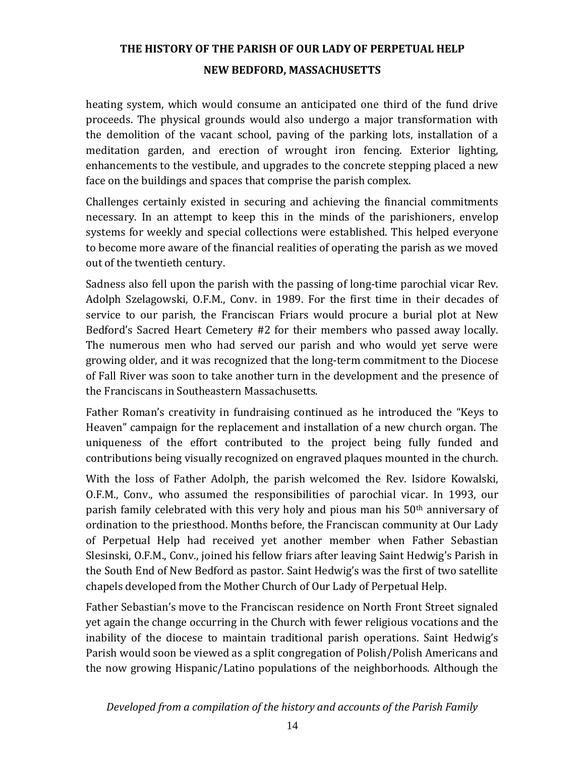heating system, which would consume an anticipated one third of the fund drive proceeds. The physical grounds would also undergo a major transformation with the demolition of the vacant school, paving of the parking lots, installation of a meditation garden, and erection of wrought iron fencing. Exterior lighting, enhancements to the vestibule, and upgrades to the concrete stepping placed a new face on the buildings and spaces that comprise the parish complex.

Challenges certainly existed in securing and achieving the financial commitments necessary. In an attempt to keep this in the minds of the parishioners, envelop systems for weekly and special collections were established. This helped everyone to become more aware of the financial realities of operating the parish as we moved out of the twentieth century.

Sadness also fell upon the parish with the passing of long-time parochial vicar Rev. Adolph Szelagowski, O.F.M., Conv. in 1989. For the first time in their decades of service to our parish, the Franciscan Friars would procure a burial plot at New Bedford's Sacred Heart Cemetery #2 for their members who passed away locally. The numerous men who had served our parish and who would yet serve were growing older, and it was recognized that the long-term commitment to the Diocese of Fall River was soon to take another turn in the development and the presence of the Franciscans in Southeastern Massachusetts.

Father Roman's creativity in fundraising continued as he introduced the "Keys to Heaven" campaign for the replacement and installation of a new church organ. The uniqueness of the effort contributed to the project being fully funded and contributions being visually recognized on engraved plaques mounted in the church.

With the loss of Father Adolph, the parish welcomed the Rev. Isidore Kowalski, O.F.M., Conv., who assumed the responsibilities of parochial vicar. In 1993, our parish family celebrated with this very holy and pious man his 50th anniversary of ordination to the priesthood. Months before, the Franciscan community at Our Lady of Perpetual Help had received yet another member when Father Sebastian Slesinski, O.F.M., Conv., joined his fellow friars after leaving Saint Hedwig's Parish in the South End of New Bedford as pastor. Saint Hedwig's was the first of two satellite chapels developed from the Mother Church of Our Lady of Perpetual Help.

Father Sebastian's move to the Franciscan residence on North Front Street signaled yet again the change occurring in the Church with fewer religious vocations and the inability of the diocese to maintain traditional parish operations. Saint Hedwig's Parish would soon be viewed as a split congregation of Polish/Polish Americans and the now growing Hispanic/Latino populations of the neighborhoods. Although the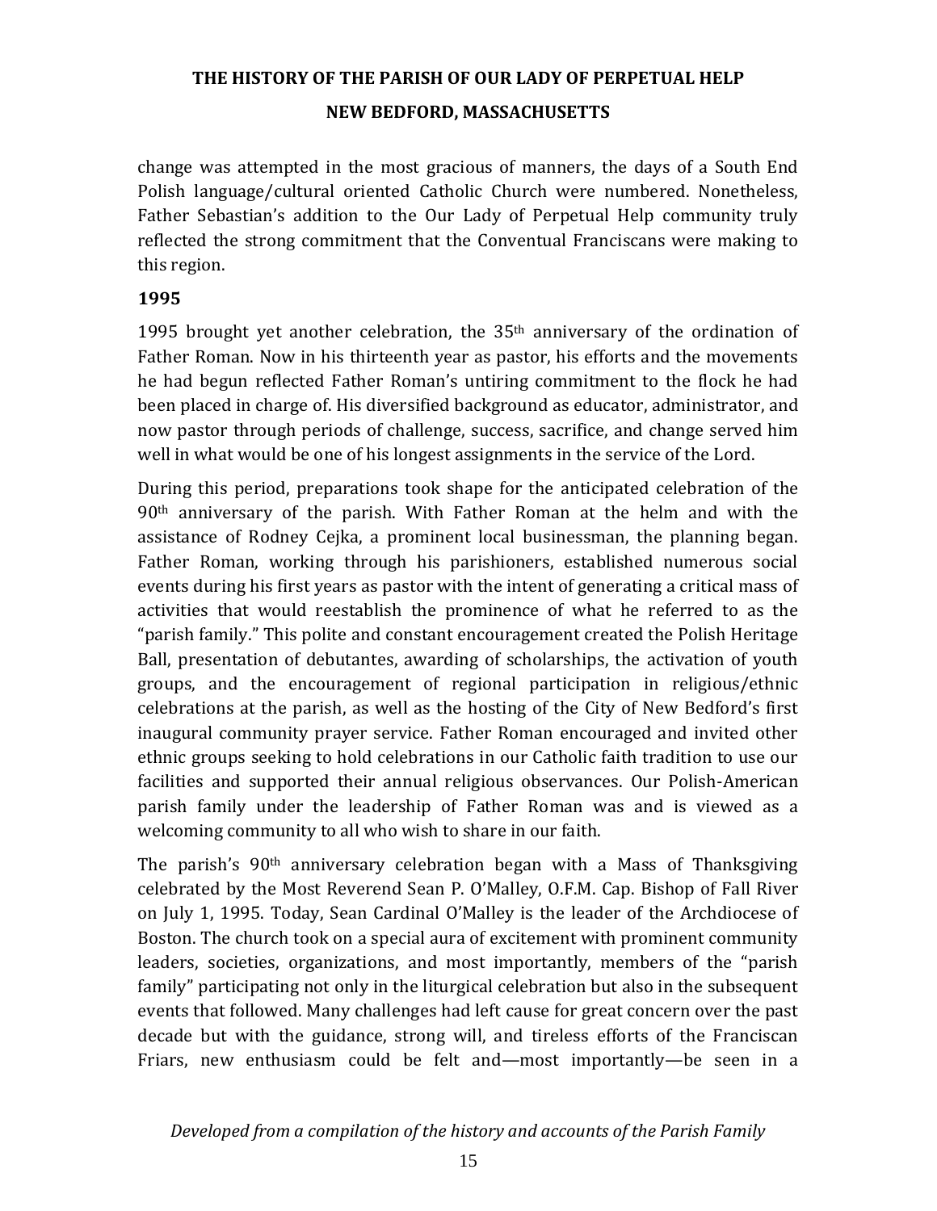change was attempted in the most gracious of manners, the days of a South End Polish language/cultural oriented Catholic Church were numbered. Nonetheless, Father Sebastian's addition to the Our Lady of Perpetual Help community truly reflected the strong commitment that the Conventual Franciscans were making to this region.

### 1995

1995 brought yet another celebration, the 35th anniversary of the ordination of Father Roman. Now in his thirteenth year as pastor, his efforts and the movements he had begun reflected Father Roman's untiring commitment to the flock he had been placed in charge of. His diversified background as educator, administrator, and now pastor through periods of challenge, success, sacrifice, and change served him well in what would be one of his longest assignments in the service of the Lord.

During this period, preparations took shape for the anticipated celebration of the 90th anniversary of the parish. With Father Roman at the helm and with the assistance of Rodney Cejka, a prominent local businessman, the planning began. Father Roman, working through his parishioners, established numerous social events during his first years as pastor with the intent of generating a critical mass of activities that would reestablish the prominence of what he referred to as the "parish family." This polite and constant encouragement created the Polish Heritage Ball, presentation of debutantes, awarding of scholarships, the activation of youth groups, and the encouragement of regional participation in religious/ethnic celebrations at the parish, as well as the hosting of the City of New Bedford's first inaugural community prayer service. Father Roman encouraged and invited other ethnic groups seeking to hold celebrations in our Catholic faith tradition to use our facilities and supported their annual religious observances. Our Polish-American parish family under the leadership of Father Roman was and is viewed as a welcoming community to all who wish to share in our faith.

The parish's 90th anniversary celebration began with a Mass of Thanksgiving celebrated by the Most Reverend Sean P. O'Malley, O.F.M. Cap. Bishop of Fall River on July 1, 1995. Today, Sean Cardinal O'Malley is the leader of the Archdiocese of Boston. The church took on a special aura of excitement with prominent community leaders, societies, organizations, and most importantly, members of the "parish family" participating not only in the liturgical celebration but also in the subsequent events that followed. Many challenges had left cause for great concern over the past decade but with the guidance, strong will, and tireless efforts of the Franciscan Friars, new enthusiasm could be felt and—most importantly—be seen in a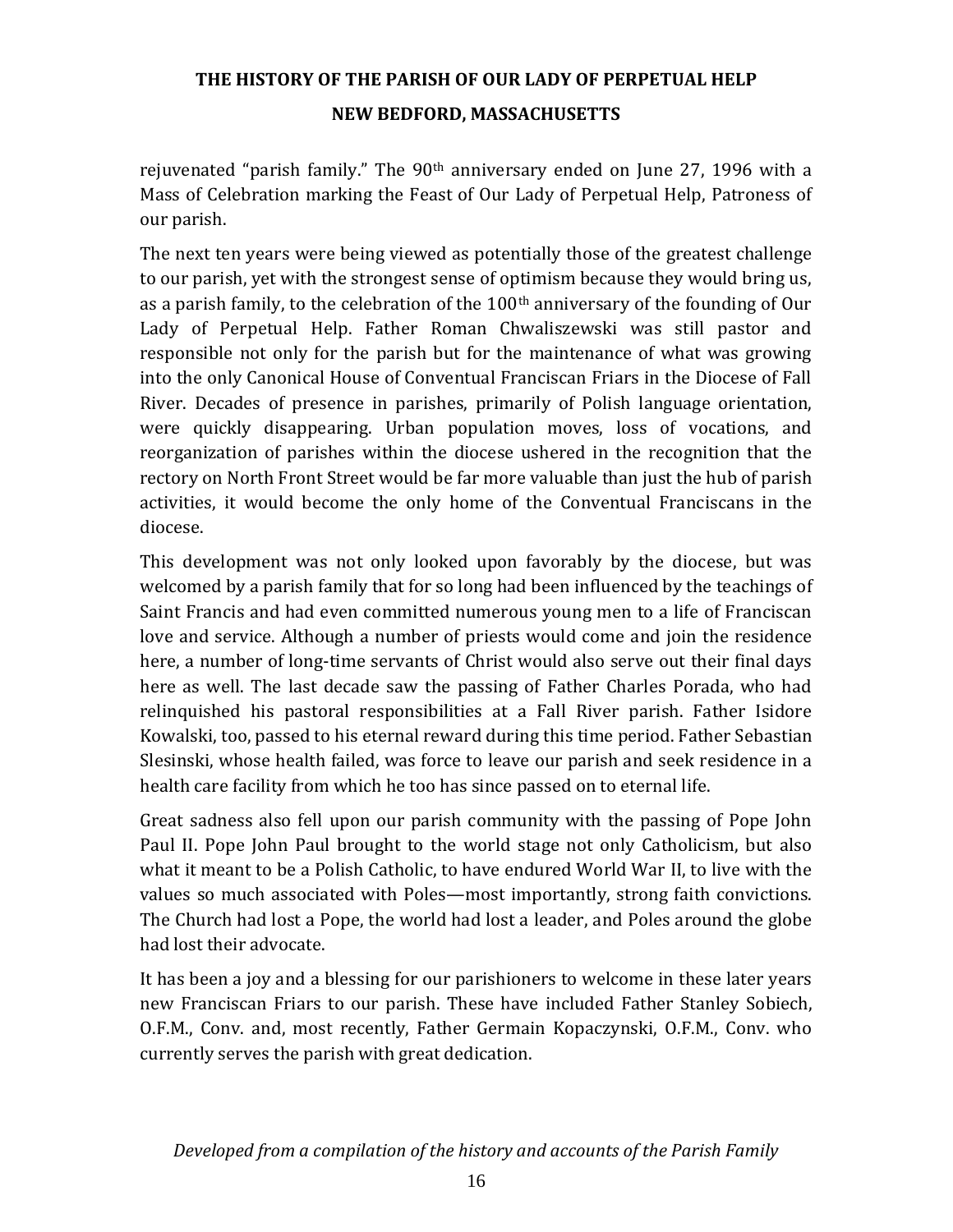rejuvenated "parish family." The 90th anniversary ended on June 27, 1996 with a Mass of Celebration marking the Feast of Our Lady of Perpetual Help, Patroness of our parish.

The next ten years were being viewed as potentially those of the greatest challenge to our parish, yet with the strongest sense of optimism because they would bring us, as a parish family, to the celebration of the 100th anniversary of the founding of Our Lady of Perpetual Help. Father Roman Chwaliszewski was still pastor and responsible not only for the parish but for the maintenance of what was growing into the only Canonical House of Conventual Franciscan Friars in the Diocese of Fall River. Decades of presence in parishes, primarily of Polish language orientation, were quickly disappearing. Urban population moves, loss of vocations, and reorganization of parishes within the diocese ushered in the recognition that the rectory on North Front Street would be far more valuable than just the hub of parish activities, it would become the only home of the Conventual Franciscans in the diocese.

This development was not only looked upon favorably by the diocese, but was welcomed by a parish family that for so long had been influenced by the teachings of Saint Francis and had even committed numerous young men to a life of Franciscan love and service. Although a number of priests would come and join the residence here, a number of long-time servants of Christ would also serve out their final days here as well. The last decade saw the passing of Father Charles Porada, who had relinquished his pastoral responsibilities at a Fall River parish. Father Isidore Kowalski, too, passed to his eternal reward during this time period. Father Sebastian Slesinski, whose health failed, was force to leave our parish and seek residence in a health care facility from which he too has since passed on to eternal life.

Great sadness also fell upon our parish community with the passing of Pope John Paul II. Pope John Paul brought to the world stage not only Catholicism, but also what it meant to be a Polish Catholic, to have endured World War II, to live with the values so much associated with Poles—most importantly, strong faith convictions. The Church had lost a Pope, the world had lost a leader, and Poles around the globe had lost their advocate.

It has been a joy and a blessing for our parishioners to welcome in these later years new Franciscan Friars to our parish. These have included Father Stanley Sobiech, O.F.M., Conv. and, most recently, Father Germain Kopaczynski, O.F.M., Conv. who currently serves the parish with great dedication.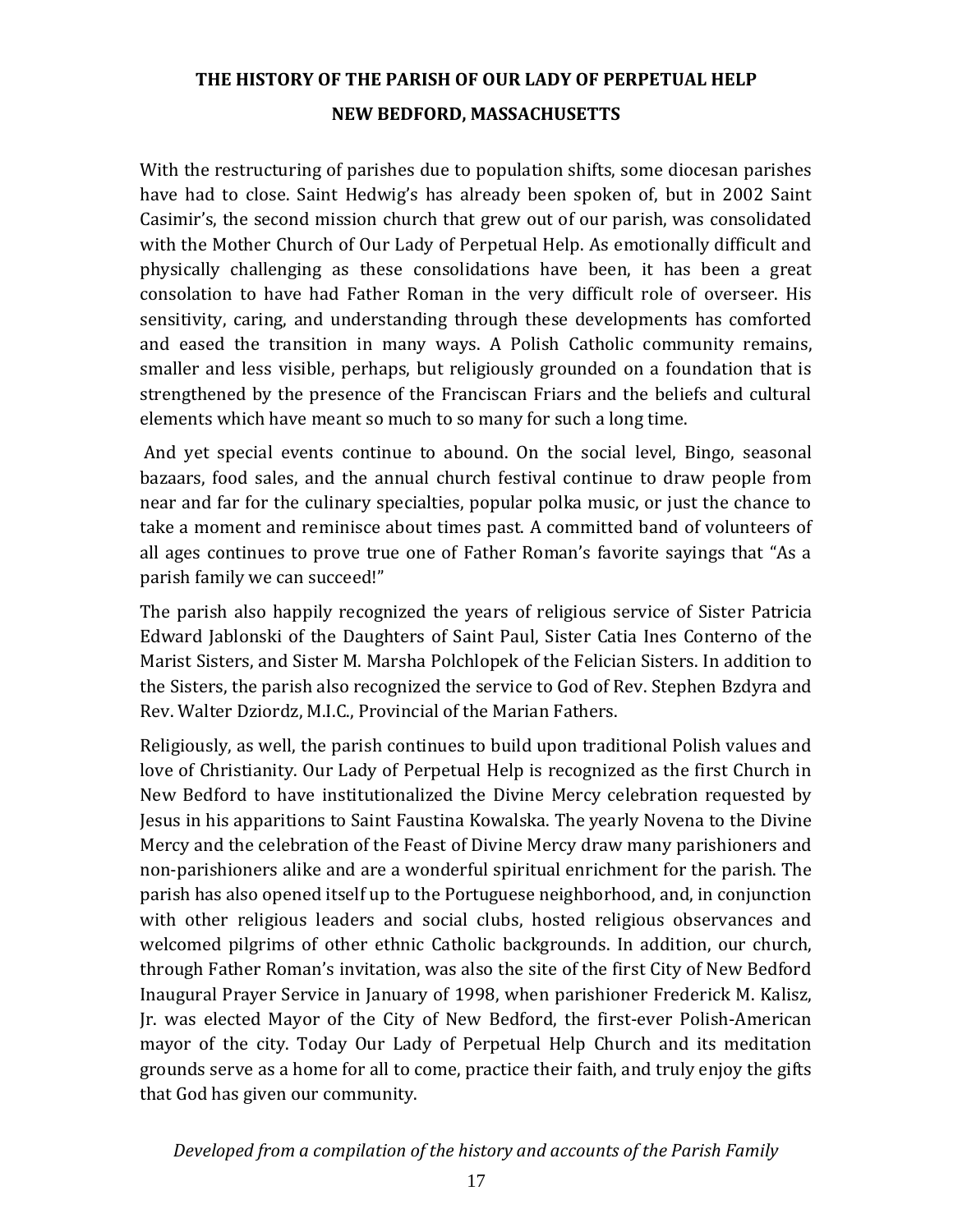**THE HISTORY OF THE PARISH OF OUR LADY OF PERPETUAL HELP**

**NEW BEDFORD, MASSACHUSETTS**

With the restructuring of parishes due to population shifts, some diocesan parishes have had to close. Saint Hedwig's has already been spoken of, but in 2002 Saint Casimir's, the second mission church that grew out of our parish, was consolidated with the Mother Church of Our Lady of Perpetual Help. As emotionally difficult and physically challenging as these consolidations have been, it has been a great consolation to have had Father Roman in the very difficult role of overseer. His sensitivity, caring, and understanding through these developments has comforted and eased the transition in many ways. A Polish Catholic community remains, smaller and less visible, perhaps, but religiously grounded on a foundation that is strengthened by the presence of the Franciscan Friars and the beliefs and cultural elements which have meant so much to so many for such a long time.

And yet special events continue to abound. On the social level, Bingo, seasonal bazaars, food sales, and the annual church festival continue to draw people from near and far for the culinary specialties, popular polka music, or just the chance to take a moment and reminisce about times past. A committed band of volunteers of all ages continues to prove true one of Father Roman's favorite sayings that "As a parish family we can succeed!"

The parish also happily recognized the years of religious service of Sister Patricia Edward Jablonski of the Daughters of Saint Paul, Sister Catia Ines Conterno of the Marist Sisters, and Sister M. Marsha Polchlopek of the Felician Sisters. In addition to the Sisters, the parish also recognized the service to God of Rev. Stephen Bzdyra and Rev. Walter Dziordz, M.I.C., Provincial of the Marian Fathers.

Religiously, as well, the parish continues to build upon traditional Polish values and love of Christianity. Our Lady of Perpetual Help is recognized as the first Church in New Bedford to have institutionalized the Divine Mercy celebration requested by Jesus in his apparitions to Saint Faustina Kowalska. The yearly Novena to the Divine Mercy and the celebration of the Feast of Divine Mercy draw many parishioners and non-parishioners alike and are a wonderful spiritual enrichment for the parish. The parish has also opened itself up to the Portuguese neighborhood, and, in conjunction with other religious leaders and social clubs, hosted religious observances and welcomed pilgrims of other ethnic Catholic backgrounds. In addition, our church, through Father Roman's invitation, was also the site of the first City of New Bedford Inaugural Prayer Service in January of 1998, when parishioner Frederick M. Kalisz, Jr. was elected Mayor of the City of New Bedford, the first-ever Polish-American mayor of the city. Today Our Lady of Perpetual Help Church and its meditation grounds serve as a home for all to come, practice their faith, and truly enjoy the gifts that God has given our community.

*Developed from a compilation of the history and accounts of the Parish Family*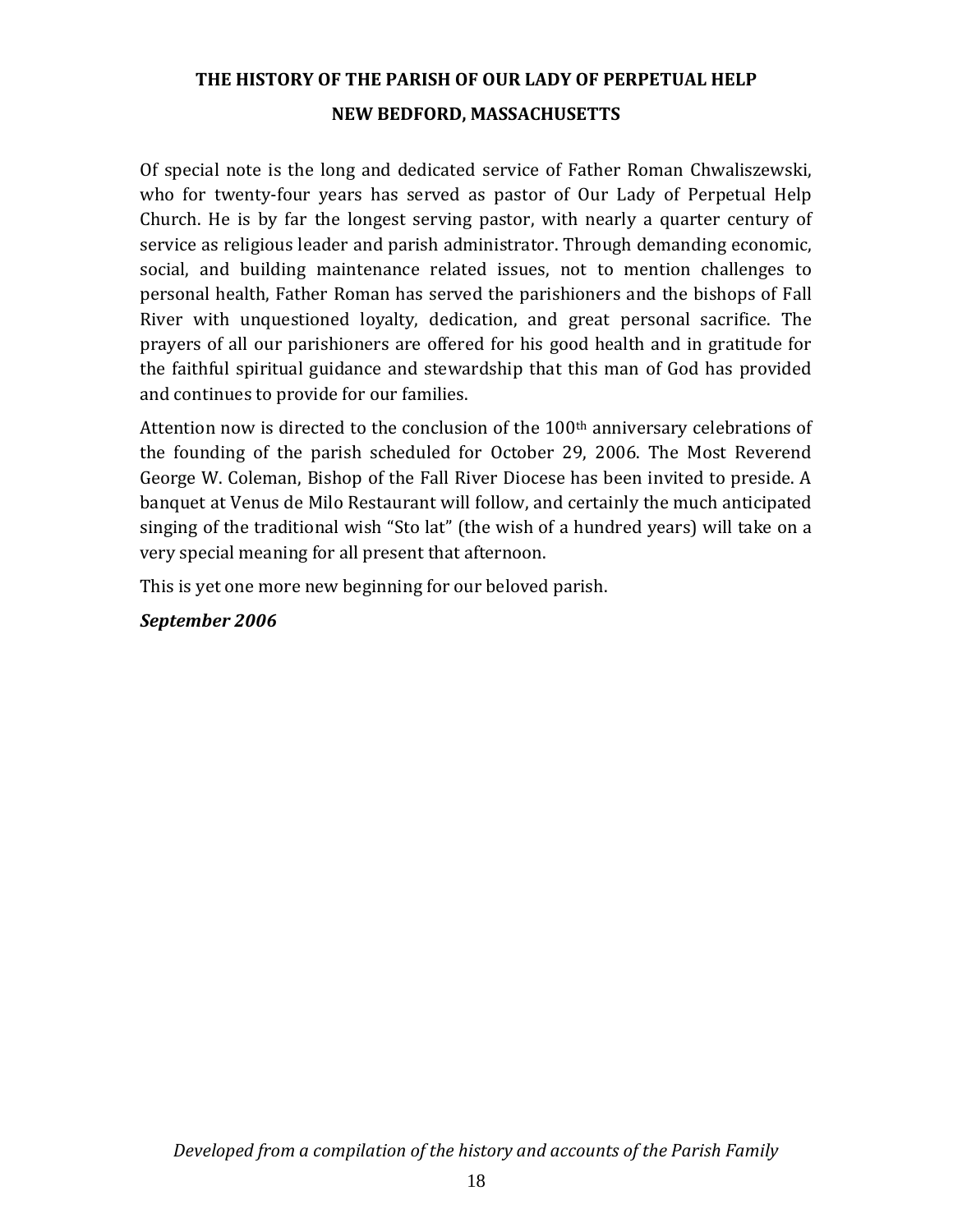Of special note is the long and dedicated service of Father Roman Chwaliszewski, who for twenty-four years has served as pastor of Our Lady of Perpetual Help Church. He is by far the longest serving pastor, with nearly a quarter century of service as religious leader and parish administrator. Through demanding economic, social, and building maintenance related issues, not to mention challenges to personal health, Father Roman has served the parishioners and the bishops of Fall River with unquestioned loyalty, dedication, and great personal sacrifice. The prayers of all our parishioners are offered for his good health and in gratitude for the faithful spiritual guidance and stewardship that this man of God has provided and continues to provide for our families.

Attention now is directed to the conclusion of the 100th anniversary celebrations of the founding of the parish scheduled for October 29, 2006. The Most Reverend George W. Coleman, Bishop of the Fall River Diocese has been invited to preside. A banquet at Venus de Milo Restaurant will follow, and certainly the much anticipated singing of the traditional wish "Sto lat" (the wish of a hundred years) will take on a very special meaning for all present that afternoon.

This is yet one more new beginning for our beloved parish.

***September 2006***